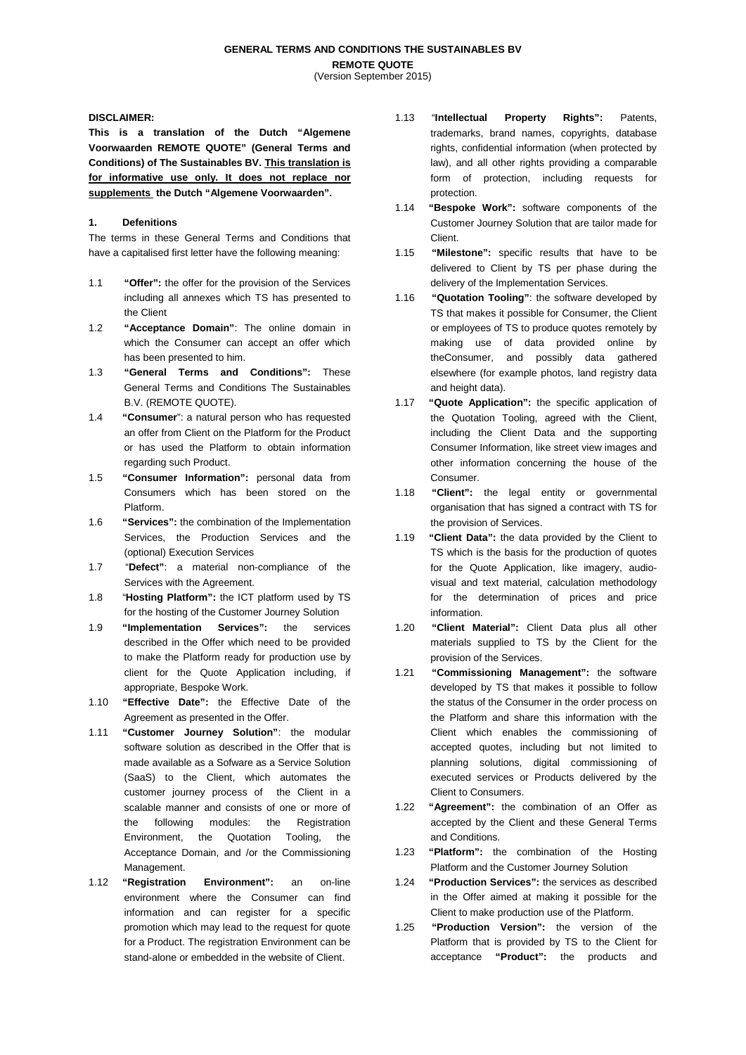# GENERAL TERMS AND CONDITIONS THE SUSTAINABLES BV

**REMOTE QUOTE**

(Version September 2015)

**DISCLAIMER:**

**This is a translation of the Dutch "Algemene Voorwaarden REMOTE QUOTE" (General Terms and Conditions) of The Sustainables BV. <u>This translation is for informative use only. It does not replace nor supplements</u> the Dutch "Algemene Voorwaarden".**

## 1. Defenitions

The terms in these General Terms and Conditions that have a capitalised first letter have the following meaning:

1.1 **"Offer":** the offer for the provision of the Services including all annexes which TS has presented to the Client

1.2 **"Acceptance Domain"**: The online domain in which the Consumer can accept an offer which has been presented to him.

1.3 **"General Terms and Conditions":** These General Terms and Conditions The Sustainables B.V. (REMOTE QUOTE).

1.4 **"Consumer"**: a natural person who has requested an offer from Client on the Platform for the Product or has used the Platform to obtain information regarding such Product.

1.5 **"Consumer Information":** personal data from Consumers which has been stored on the Platform.

1.6 **"Services":** the combination of the Implementation Services, the Production Services and the (optional) Execution Services

1.7 "**Defect"**: a material non-compliance of the Services with the Agreement.

1.8 "**Hosting Platform":** the ICT platform used by TS for the hosting of the Customer Journey Solution

1.9 **"Implementation Services":** the services described in the Offer which need to be provided to make the Platform ready for production use by client for the Quote Application including, if appropriate, Bespoke Work.

1.10 **"Effective Date":** the Effective Date of the Agreement as presented in the Offer.

1.11 **"Customer Journey Solution"**: the modular software solution as described in the Offer that is made available as a Sofware as a Service Solution (SaaS) to the Client, which automates the customer journey process of the Client in a scalable manner and consists of one or more of the following modules: the Registration Environment, the Quotation Tooling, the Acceptance Domain, and /or the Commissioning Management.

1.12 **"Registration Environment":** an on-line environment where the Consumer can find information and can register for a specific promotion which may lead to the request for quote for a Product. The registration Environment can be stand-alone or embedded in the website of Client.

1.13 "**Intellectual Property Rights":** Patents, trademarks, brand names, copyrights, database rights, confidential information (when protected by law), and all other rights providing a comparable form of protection, including requests for protection.

1.14 **"Bespoke Work":** software components of the Customer Journey Solution that are tailor made for Client.

1.15 **"Milestone":** specific results that have to be delivered to Client by TS per phase during the delivery of the Implementation Services.

1.16 **"Quotation Tooling"**: the software developed by TS that makes it possible for Consumer, the Client or employees of TS to produce quotes remotely by making use of data provided online by theConsumer, and possibly data gathered elsewhere (for example photos, land registry data and height data).

1.17 **"Quote Application":** the specific application of the Quotation Tooling, agreed with the Client, including the Client Data and the supporting Consumer Information, like street view images and other information concerning the house of the Consumer.

1.18 **"Client":** the legal entity or governmental organisation that has signed a contract with TS for the provision of Services.

1.19 **"Client Data":** the data provided by the Client to TS which is the basis for the production of quotes for the Quote Application, like imagery, audio-visual and text material, calculation methodology for the determination of prices and price information.

1.20 **"Client Material":** Client Data plus all other materials supplied to TS by the Client for the provision of the Services.

1.21 **"Commissioning Management":** the software developed by TS that makes it possible to follow the status of the Consumer in the order process on the Platform and share this information with the Client which enables the commissioning of accepted quotes, including but not limited to planning solutions, digital commissioning of executed services or Products delivered by the Client to Consumers.

1.22 **"Agreement":** the combination of an Offer as accepted by the Client and these General Terms and Conditions.

1.23 **"Platform":** the combination of the Hosting Platform and the Customer Journey Solution

1.24 **"Production Services":** the services as described in the Offer aimed at making it possible for the Client to make production use of the Platform.

1.25 **"Production Version":** the version of the Platform that is provided by TS to the Client for acceptance **"Product":** the products and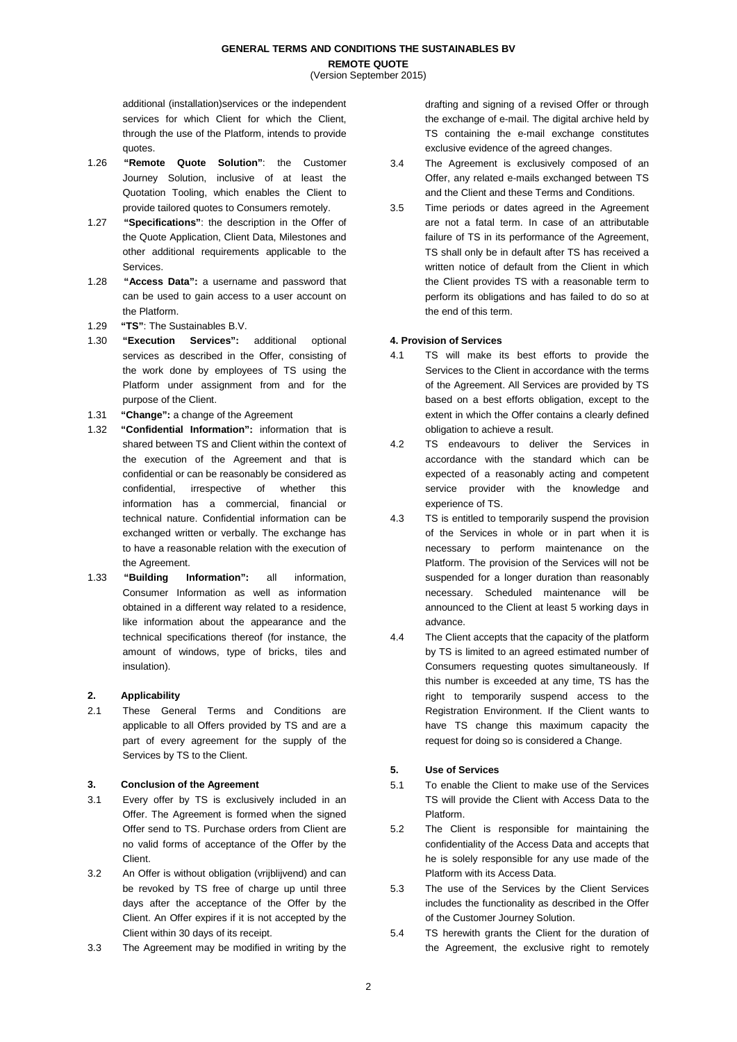additional (installation)services or the independent services for which Client for which the Client, through the use of the Platform, intends to provide quotes.

1.26 **"Remote Quote Solution"**: the Customer Journey Solution, inclusive of at least the Quotation Tooling, which enables the Client to provide tailored quotes to Consumers remotely.

1.27 **"Specifications"**: the description in the Offer of the Quote Application, Client Data, Milestones and other additional requirements applicable to the Services.

1.28 **"Access Data":** a username and password that can be used to gain access to a user account on the Platform.

1.29 **"TS"**: The Sustainables B.V.

1.30 **"Execution Services":** additional optional services as described in the Offer, consisting of the work done by employees of TS using the Platform under assignment from and for the purpose of the Client.

1.31 **"Change":** a change of the Agreement

1.32 **"Confidential Information":** information that is shared between TS and Client within the context of the execution of the Agreement and that is confidential or can be reasonably be considered as confidential, irrespective of whether this information has a commercial, financial or technical nature. Confidential information can be exchanged written or verbally. The exchange has to have a reasonable relation with the execution of the Agreement.

1.33 **"Building Information":** all information, Consumer Information as well as information obtained in a different way related to a residence, like information about the appearance and the technical specifications thereof (for instance, the amount of windows, type of bricks, tiles and insulation).

## 2. Applicability

2.1 These General Terms and Conditions are applicable to all Offers provided by TS and are a part of every agreement for the supply of the Services by TS to the Client.

## 3. Conclusion of the Agreement

3.1 Every offer by TS is exclusively included in an Offer. The Agreement is formed when the signed Offer send to TS. Purchase orders from Client are no valid forms of acceptance of the Offer by the Client.

3.2 An Offer is without obligation (vrijblijvend) and can be revoked by TS free of charge up until three days after the acceptance of the Offer by the Client. An Offer expires if it is not accepted by the Client within 30 days of its receipt.

3.3 The Agreement may be modified in writing by the drafting and signing of a revised Offer or through the exchange of e-mail. The digital archive held by TS containing the e-mail exchange constitutes exclusive evidence of the agreed changes.

3.4 The Agreement is exclusively composed of an Offer, any related e-mails exchanged between TS and the Client and these Terms and Conditions.

3.5 Time periods or dates agreed in the Agreement are not a fatal term. In case of an attributable failure of TS in its performance of the Agreement, TS shall only be in default after TS has received a written notice of default from the Client in which the Client provides TS with a reasonable term to perform its obligations and has failed to do so at the end of this term.

## 4. Provision of Services

4.1 TS will make its best efforts to provide the Services to the Client in accordance with the terms of the Agreement. All Services are provided by TS based on a best efforts obligation, except to the extent in which the Offer contains a clearly defined obligation to achieve a result.

4.2 TS endeavours to deliver the Services in accordance with the standard which can be expected of a reasonably acting and competent service provider with the knowledge and experience of TS.

4.3 TS is entitled to temporarily suspend the provision of the Services in whole or in part when it is necessary to perform maintenance on the Platform. The provision of the Services will not be suspended for a longer duration than reasonably necessary. Scheduled maintenance will be announced to the Client at least 5 working days in advance.

4.4 The Client accepts that the capacity of the platform by TS is limited to an agreed estimated number of Consumers requesting quotes simultaneously. If this number is exceeded at any time, TS has the right to temporarily suspend access to the Registration Environment. If the Client wants to have TS change this maximum capacity the request for doing so is considered a Change.

## 5. Use of Services

5.1 To enable the Client to make use of the Services TS will provide the Client with Access Data to the Platform.

5.2 The Client is responsible for maintaining the confidentiality of the Access Data and accepts that he is solely responsible for any use made of the Platform with its Access Data.

5.3 The use of the Services by the Client Services includes the functionality as described in the Offer of the Customer Journey Solution.

5.4 TS herewith grants the Client for the duration of the Agreement, the exclusive right to remotely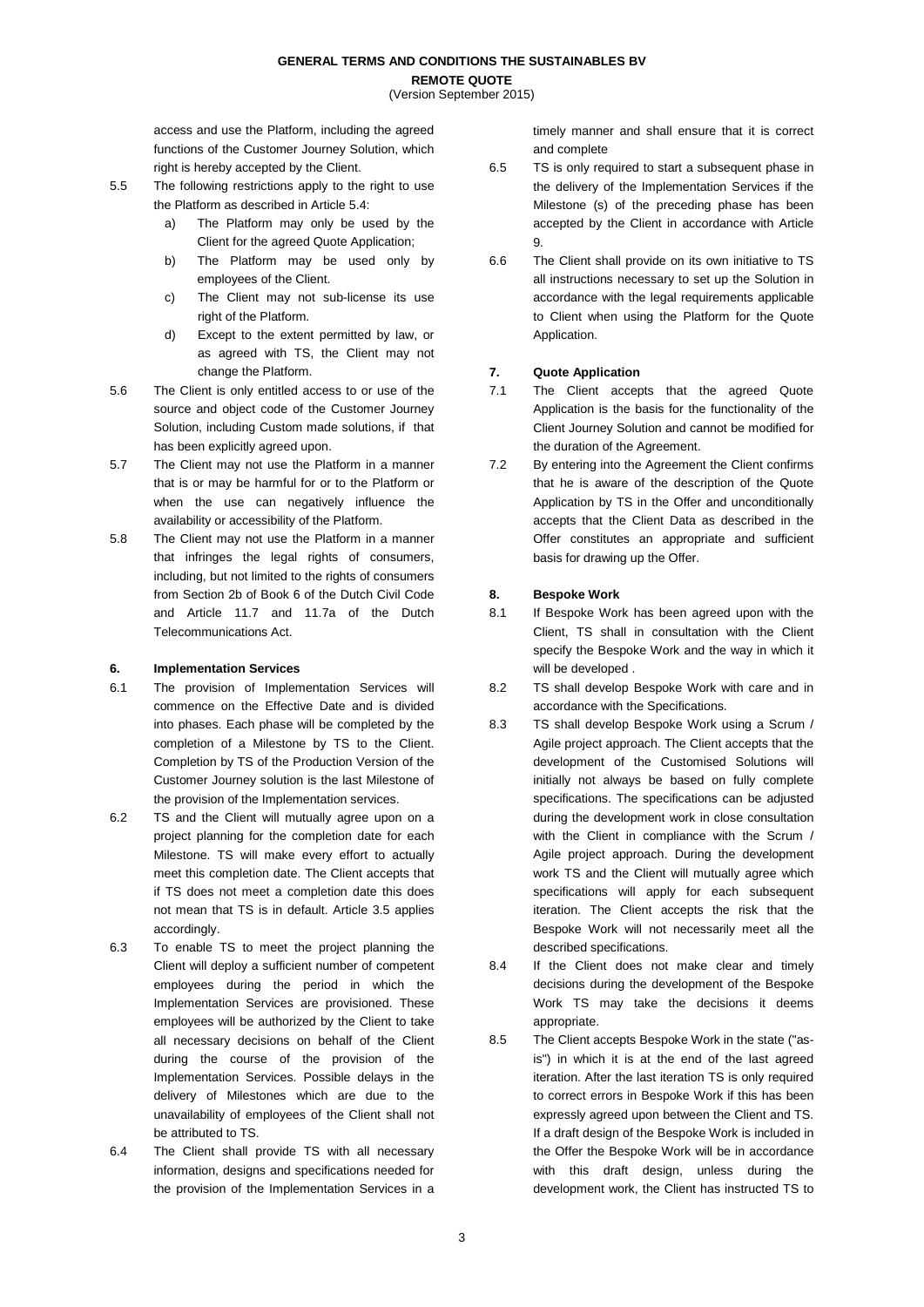access and use the Platform, including the agreed functions of the Customer Journey Solution, which right is hereby accepted by the Client.

5.5 The following restrictions apply to the right to use the Platform as described in Article 5.4:

a) The Platform may only be used by the Client for the agreed Quote Application;

b) The Platform may be used only by employees of the Client.

c) The Client may not sub-license its use right of the Platform.

d) Except to the extent permitted by law, or as agreed with TS, the Client may not change the Platform.

5.6 The Client is only entitled access to or use of the source and object code of the Customer Journey Solution, including Custom made solutions, if that has been explicitly agreed upon.

5.7 The Client may not use the Platform in a manner that is or may be harmful for or to the Platform or when the use can negatively influence the availability or accessibility of the Platform.

5.8 The Client may not use the Platform in a manner that infringes the legal rights of consumers, including, but not limited to the rights of consumers from Section 2b of Book 6 of the Dutch Civil Code and Article 11.7 and 11.7a of the Dutch Telecommunications Act.

**6. Implementation Services**

6.1 The provision of Implementation Services will commence on the Effective Date and is divided into phases. Each phase will be completed by the completion of a Milestone by TS to the Client. Completion by TS of the Production Version of the Customer Journey solution is the last Milestone of the provision of the Implementation services.

6.2 TS and the Client will mutually agree upon on a project planning for the completion date for each Milestone. TS will make every effort to actually meet this completion date. The Client accepts that if TS does not meet a completion date this does not mean that TS is in default. Article 3.5 applies accordingly.

6.3 To enable TS to meet the project planning the Client will deploy a sufficient number of competent employees during the period in which the Implementation Services are provisioned. These employees will be authorized by the Client to take all necessary decisions on behalf of the Client during the course of the provision of the Implementation Services. Possible delays in the delivery of Milestones which are due to the unavailability of employees of the Client shall not be attributed to TS.

6.4 The Client shall provide TS with all necessary information, designs and specifications needed for the provision of the Implementation Services in a timely manner and shall ensure that it is correct and complete

6.5 TS is only required to start a subsequent phase in the delivery of the Implementation Services if the Milestone (s) of the preceding phase has been accepted by the Client in accordance with Article 9.

6.6 The Client shall provide on its own initiative to TS all instructions necessary to set up the Solution in accordance with the legal requirements applicable to Client when using the Platform for the Quote Application.

**7. Quote Application**

7.1 The Client accepts that the agreed Quote Application is the basis for the functionality of the Client Journey Solution and cannot be modified for the duration of the Agreement.

7.2 By entering into the Agreement the Client confirms that he is aware of the description of the Quote Application by TS in the Offer and unconditionally accepts that the Client Data as described in the Offer constitutes an appropriate and sufficient basis for drawing up the Offer.

**8. Bespoke Work**

8.1 If Bespoke Work has been agreed upon with the Client, TS shall in consultation with the Client specify the Bespoke Work and the way in which it will be developed .

8.2 TS shall develop Bespoke Work with care and in accordance with the Specifications.

8.3 TS shall develop Bespoke Work using a Scrum / Agile project approach. The Client accepts that the development of the Customised Solutions will initially not always be based on fully complete specifications. The specifications can be adjusted during the development work in close consultation with the Client in compliance with the Scrum / Agile project approach. During the development work TS and the Client will mutually agree which specifications will apply for each subsequent iteration. The Client accepts the risk that the Bespoke Work will not necessarily meet all the described specifications.

8.4 If the Client does not make clear and timely decisions during the development of the Bespoke Work TS may take the decisions it deems appropriate.

8.5 The Client accepts Bespoke Work in the state ("as-is") in which it is at the end of the last agreed iteration. After the last iteration TS is only required to correct errors in Bespoke Work if this has been expressly agreed upon between the Client and TS. If a draft design of the Bespoke Work is included in the Offer the Bespoke Work will be in accordance with this draft design, unless during the development work, the Client has instructed TS to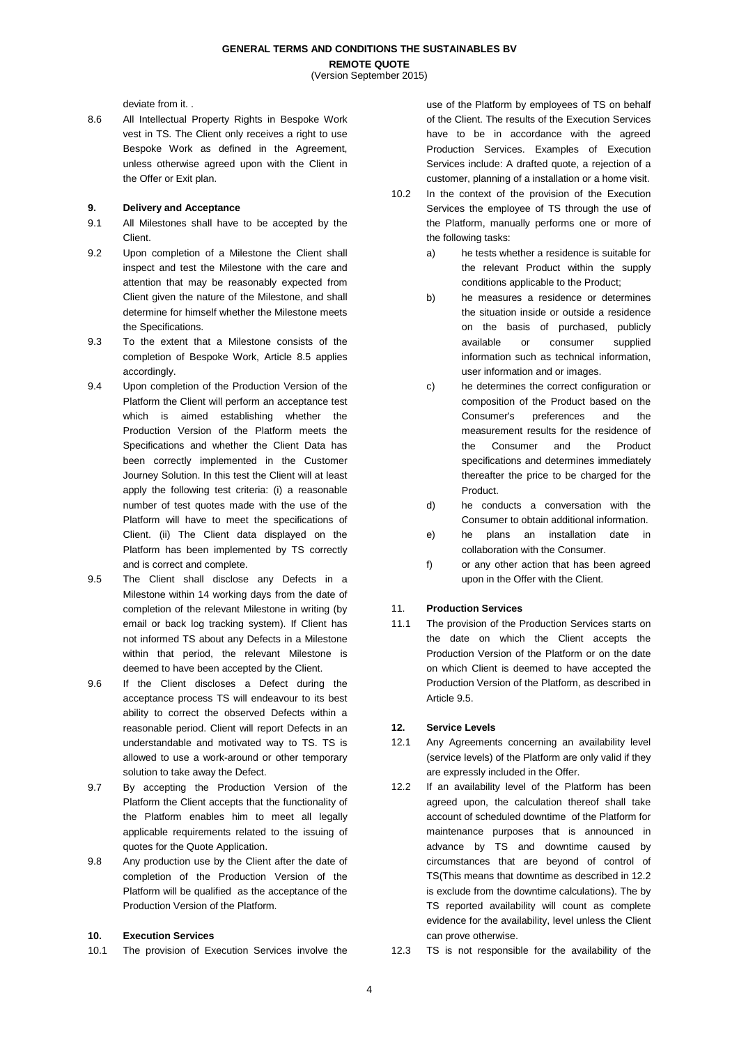deviate from it. .

8.6 All Intellectual Property Rights in Bespoke Work vest in TS. The Client only receives a right to use Bespoke Work as defined in the Agreement, unless otherwise agreed upon with the Client in the Offer or Exit plan.

**9. Delivery and Acceptance**

9.1 All Milestones shall have to be accepted by the Client.

9.2 Upon completion of a Milestone the Client shall inspect and test the Milestone with the care and attention that may be reasonably expected from Client given the nature of the Milestone, and shall determine for himself whether the Milestone meets the Specifications.

9.3 To the extent that a Milestone consists of the completion of Bespoke Work, Article 8.5 applies accordingly.

9.4 Upon completion of the Production Version of the Platform the Client will perform an acceptance test which is aimed establishing whether the Production Version of the Platform meets the Specifications and whether the Client Data has been correctly implemented in the Customer Journey Solution. In this test the Client will at least apply the following test criteria: (i) a reasonable number of test quotes made with the use of the Platform will have to meet the specifications of Client. (ii) The Client data displayed on the Platform has been implemented by TS correctly and is correct and complete.

9.5 The Client shall disclose any Defects in a Milestone within 14 working days from the date of completion of the relevant Milestone in writing (by email or back log tracking system). If Client has not informed TS about any Defects in a Milestone within that period, the relevant Milestone is deemed to have been accepted by the Client.

9.6 If the Client discloses a Defect during the acceptance process TS will endeavour to its best ability to correct the observed Defects within a reasonable period. Client will report Defects in an understandable and motivated way to TS. TS is allowed to use a work-around or other temporary solution to take away the Defect.

9.7 By accepting the Production Version of the Platform the Client accepts that the functionality of the Platform enables him to meet all legally applicable requirements related to the issuing of quotes for the Quote Application.

9.8 Any production use by the Client after the date of completion of the Production Version of the Platform will be qualified as the acceptance of the Production Version of the Platform.

**10. Execution Services**

10.1 The provision of Execution Services involve the use of the Platform by employees of TS on behalf of the Client. The results of the Execution Services have to be in accordance with the agreed Production Services. Examples of Execution Services include: A drafted quote, a rejection of a customer, planning of a installation or a home visit.

10.2 In the context of the provision of the Execution Services the employee of TS through the use of the Platform, manually performs one or more of the following tasks:

a) he tests whether a residence is suitable for the relevant Product within the supply conditions applicable to the Product;

b) he measures a residence or determines the situation inside or outside a residence on the basis of purchased, publicly available or consumer supplied information such as technical information, user information and or images.

c) he determines the correct configuration or composition of the Product based on the Consumer's preferences and the measurement results for the residence of the Consumer and the Product specifications and determines immediately thereafter the price to be charged for the Product.

d) he conducts a conversation with the Consumer to obtain additional information.

e) he plans an installation date in collaboration with the Consumer.

f) or any other action that has been agreed upon in the Offer with the Client.

**11. Production Services**

11.1 The provision of the Production Services starts on the date on which the Client accepts the Production Version of the Platform or on the date on which Client is deemed to have accepted the Production Version of the Platform, as described in Article 9.5.

**12. Service Levels**

12.1 Any Agreements concerning an availability level (service levels) of the Platform are only valid if they are expressly included in the Offer.

12.2 If an availability level of the Platform has been agreed upon, the calculation thereof shall take account of scheduled downtime of the Platform for maintenance purposes that is announced in advance by TS and downtime caused by circumstances that are beyond of control of TS(This means that downtime as described in 12.2 is exclude from the downtime calculations). The by TS reported availability will count as complete evidence for the availability, level unless the Client can prove otherwise.

12.3 TS is not responsible for the availability of the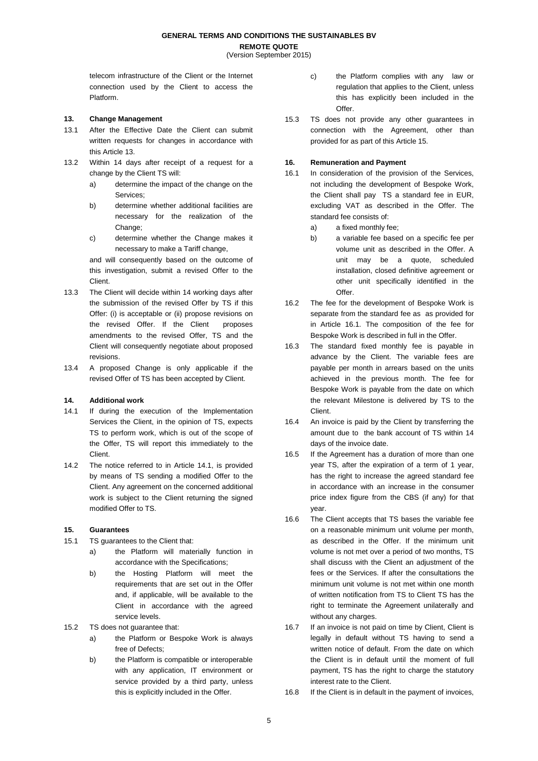telecom infrastructure of the Client or the Internet connection used by the Client to access the Platform.

### 13. Change Management

13.1 After the Effective Date the Client can submit written requests for changes in accordance with this Article 13.

13.2 Within 14 days after receipt of a request for a change by the Client TS will:

a) determine the impact of the change on the Services;

b) determine whether additional facilities are necessary for the realization of the Change;

c) determine whether the Change makes it necessary to make a Tariff change,

and will consequently based on the outcome of this investigation, submit a revised Offer to the Client.

13.3 The Client will decide within 14 working days after the submission of the revised Offer by TS if this Offer: (i) is acceptable or (ii) propose revisions on the revised Offer. If the Client proposes amendments to the revised Offer, TS and the Client will consequently negotiate about proposed revisions.

13.4 A proposed Change is only applicable if the revised Offer of TS has been accepted by Client.

### 14. Additional work

14.1 If during the execution of the Implementation Services the Client, in the opinion of TS, expects TS to perform work, which is out of the scope of the Offer, TS will report this immediately to the Client.

14.2 The notice referred to in Article 14.1, is provided by means of TS sending a modified Offer to the Client. Any agreement on the concerned additional work is subject to the Client returning the signed modified Offer to TS.

### 15. Guarantees

15.1 TS guarantees to the Client that:

a) the Platform will materially function in accordance with the Specifications;

b) the Hosting Platform will meet the requirements that are set out in the Offer and, if applicable, will be available to the Client in accordance with the agreed service levels.

15.2 TS does not guarantee that:

a) the Platform or Bespoke Work is always free of Defects;

b) the Platform is compatible or interoperable with any application, IT environment or service provided by a third party, unless this is explicitly included in the Offer.

c) the Platform complies with any law or regulation that applies to the Client, unless this has explicitly been included in the Offer.

15.3 TS does not provide any other guarantees in connection with the Agreement, other than provided for as part of this Article 15.

### 16. Remuneration and Payment

16.1 In consideration of the provision of the Services, not including the development of Bespoke Work, the Client shall pay TS a standard fee in EUR, excluding VAT as described in the Offer. The standard fee consists of:

a) a fixed monthly fee;

b) a variable fee based on a specific fee per volume unit as described in the Offer. A unit may be a quote, scheduled installation, closed definitive agreement or other unit specifically identified in the Offer.

16.2 The fee for the development of Bespoke Work is separate from the standard fee as as provided for in Article 16.1. The composition of the fee for Bespoke Work is described in full in the Offer.

16.3 The standard fixed monthly fee is payable in advance by the Client. The variable fees are payable per month in arrears based on the units achieved in the previous month. The fee for Bespoke Work is payable from the date on which the relevant Milestone is delivered by TS to the Client.

16.4 An invoice is paid by the Client by transferring the amount due to the bank account of TS within 14 days of the invoice date.

16.5 If the Agreement has a duration of more than one year TS, after the expiration of a term of 1 year, has the right to increase the agreed standard fee in accordance with an increase in the consumer price index figure from the CBS (if any) for that year.

16.6 The Client accepts that TS bases the variable fee on a reasonable minimum unit volume per month, as described in the Offer. If the minimum unit volume is not met over a period of two months, TS shall discuss with the Client an adjustment of the fees or the Services. If after the consultations the minimum unit volume is not met within one month of written notification from TS to Client TS has the right to terminate the Agreement unilaterally and without any charges.

16.7 If an invoice is not paid on time by Client, Client is legally in default without TS having to send a written notice of default. From the date on which the Client is in default until the moment of full payment, TS has the right to charge the statutory interest rate to the Client.

16.8 If the Client is in default in the payment of invoices,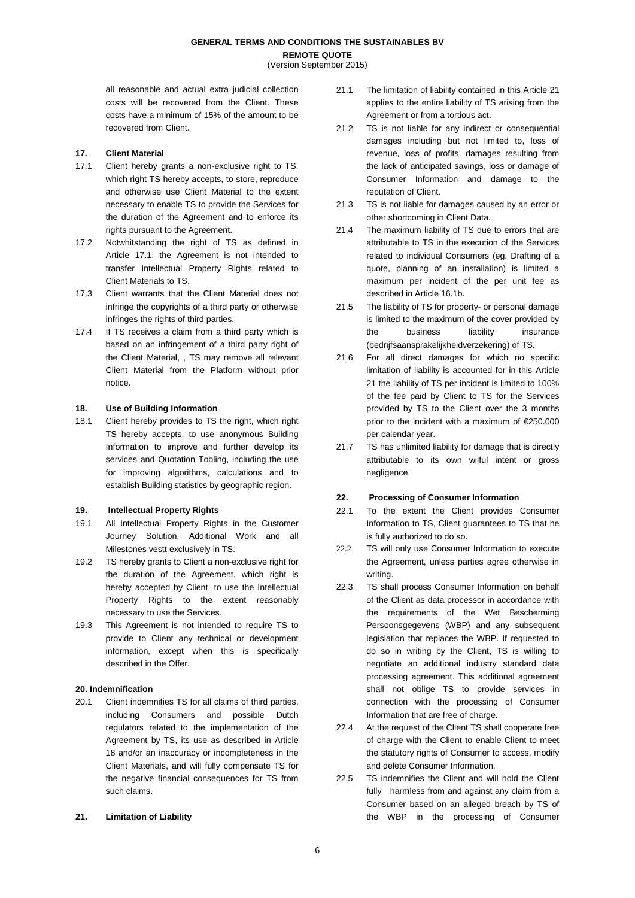all reasonable and actual extra judicial collection costs will be recovered from the Client. These costs have a minimum of 15% of the amount to be recovered from Client.

## 17. Client Material

17.1 Client hereby grants a non-exclusive right to TS, which right TS hereby accepts, to store, reproduce and otherwise use Client Material to the extent necessary to enable TS to provide the Services for the duration of the Agreement and to enforce its rights pursuant to the Agreement.

17.2 Notwhitstanding the right of TS as defined in Article 17.1, the Agreement is not intended to transfer Intellectual Property Rights related to Client Materials to TS.

17.3 Client warrants that the Client Material does not infringe the copyrights of a third party or otherwise infringes the rights of third parties.

17.4 If TS receives a claim from a third party which is based on an infringement of a third party right of the Client Material, , TS may remove all relevant Client Material from the Platform without prior notice.

## 18. Use of Building Information

18.1 Client hereby provides to TS the right, which right TS hereby accepts, to use anonymous Building Information to improve and further develop its services and Quotation Tooling, including the use for improving algorithms, calculations and to establish Building statistics by geographic region.

## 19. Intellectual Property Rights

19.1 All Intellectual Property Rights in the Customer Journey Solution, Additional Work and all Milestones vestt exclusively in TS.

19.2 TS hereby grants to Client a non-exclusive right for the duration of the Agreement, which right is hereby accepted by Client, to use the Intellectual Property Rights to the extent reasonably necessary to use the Services.

19.3 This Agreement is not intended to require TS to provide to Client any technical or development information, except when this is specifically described in the Offer.

## 20. Indemnification

20.1 Client indemnifies TS for all claims of third parties, including Consumers and possible Dutch regulators related to the implementation of the Agreement by TS, its use as described in Article 18 and/or an inaccuracy or incompleteness in the Client Materials, and will fully compensate TS for the negative financial consequences for TS from such claims.

## 21. Limitation of Liability

21.1 The limitation of liability contained in this Article 21 applies to the entire liability of TS arising from the Agreement or from a tortious act.

21.2 TS is not liable for any indirect or consequential damages including but not limited to, loss of revenue, loss of profits, damages resulting from the lack of anticipated savings, loss or damage of Consumer Information and damage to the reputation of Client.

21.3 TS is not liable for damages caused by an error or other shortcoming in Client Data.

21.4 The maximum liability of TS due to errors that are attributable to TS in the execution of the Services related to individual Consumers (eg. Drafting of a quote, planning of an installation) is limited a maximum per incident of the per unit fee as described in Article 16.1b.

21.5 The liability of TS for property- or personal damage is limited to the maximum of the cover provided by the business liability insurance (bedrijfsaansprakelijkheidverzekering) of TS.

21.6 For all direct damages for which no specific limitation of liability is accounted for in this Article 21 the liability of TS per incident is limited to 100% of the fee paid by Client to TS for the Services provided by TS to the Client over the 3 months prior to the incident with a maximum of €250.000 per calendar year.

21.7 TS has unlimited liability for damage that is directly attributable to its own wilful intent or gross negligence.

## 22. Processing of Consumer Information

22.1 To the extent the Client provides Consumer Information to TS, Client guarantees to TS that he is fully authorized to do so.

22.2 TS will only use Consumer Information to execute the Agreement, unless parties agree otherwise in writing.

22.3 TS shall process Consumer Information on behalf of the Client as data processor in accordance with the requirements of the Wet Bescherming Persoonsgegevens (WBP) and any subsequent legislation that replaces the WBP. If requested to do so in writing by the Client, TS is willing to negotiate an additional industry standard data processing agreement. This additional agreement shall not oblige TS to provide services in connection with the processing of Consumer Information that are free of charge.

22.4 At the request of the Client TS shall cooperate free of charge with the Client to enable Client to meet the statutory rights of Consumer to access, modify and delete Consumer Information.

22.5 TS indemnifies the Client and will hold the Client fully harmless from and against any claim from a Consumer based on an alleged breach by TS of the WBP in the processing of Consumer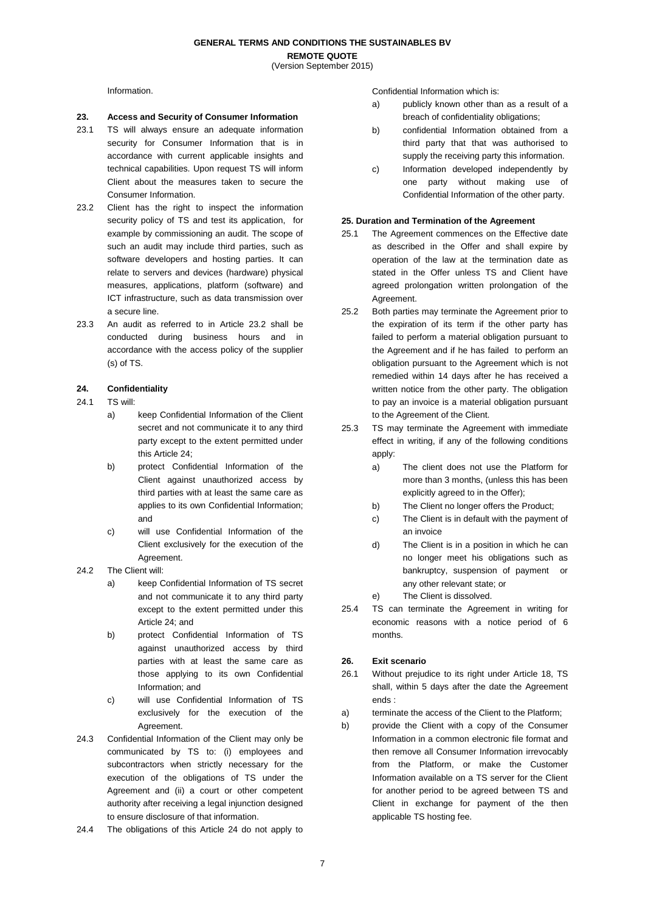Information.

## 23. Access and Security of Consumer Information

23.1 TS will always ensure an adequate information security for Consumer Information that is in accordance with current applicable insights and technical capabilities. Upon request TS will inform Client about the measures taken to secure the Consumer Information.

23.2 Client has the right to inspect the information security policy of TS and test its application, for example by commissioning an audit. The scope of such an audit may include third parties, such as software developers and hosting parties. It can relate to servers and devices (hardware) physical measures, applications, platform (software) and ICT infrastructure, such as data transmission over a secure line.

23.3 An audit as referred to in Article 23.2 shall be conducted during business hours and in accordance with the access policy of the supplier (s) of TS.

## 24. Confidentiality

24.1 TS will:

- a) keep Confidential Information of the Client secret and not communicate it to any third party except to the extent permitted under this Article 24;
- b) protect Confidential Information of the Client against unauthorized access by third parties with at least the same care as applies to its own Confidential Information; and
- c) will use Confidential Information of the Client exclusively for the execution of the Agreement.

24.2 The Client will:

- a) keep Confidential Information of TS secret and not communicate it to any third party except to the extent permitted under this Article 24; and
- b) protect Confidential Information of TS against unauthorized access by third parties with at least the same care as those applying to its own Confidential Information; and
- c) will use Confidential Information of TS exclusively for the execution of the Agreement.

24.3 Confidential Information of the Client may only be communicated by TS to: (i) employees and subcontractors when strictly necessary for the execution of the obligations of TS under the Agreement and (ii) a court or other competent authority after receiving a legal injunction designed to ensure disclosure of that information.

24.4 The obligations of this Article 24 do not apply to Confidential Information which is:

- a) publicly known other than as a result of a breach of confidentiality obligations;
- b) confidential Information obtained from a third party that that was authorised to supply the receiving party this information.
- c) Information developed independently by one party without making use of Confidential Information of the other party.

## 25. Duration and Termination of the Agreement

25.1 The Agreement commences on the Effective date as described in the Offer and shall expire by operation of the law at the termination date as stated in the Offer unless TS and Client have agreed prolongation written prolongation of the Agreement.

25.2 Both parties may terminate the Agreement prior to the expiration of its term if the other party has failed to perform a material obligation pursuant to the Agreement and if he has failed to perform an obligation pursuant to the Agreement which is not remedied within 14 days after he has received a written notice from the other party. The obligation to pay an invoice is a material obligation pursuant to the Agreement of the Client.

25.3 TS may terminate the Agreement with immediate effect in writing, if any of the following conditions apply:

- a) The client does not use the Platform for more than 3 months, (unless this has been explicitly agreed to in the Offer);
- b) The Client no longer offers the Product;
- c) The Client is in default with the payment of an invoice
- d) The Client is in a position in which he can no longer meet his obligations such as bankruptcy, suspension of payment or any other relevant state; or
- e) The Client is dissolved.

25.4 TS can terminate the Agreement in writing for economic reasons with a notice period of 6 months.

## 26. Exit scenario

26.1 Without prejudice to its right under Article 18, TS shall, within 5 days after the date the Agreement ends :

- a) terminate the access of the Client to the Platform;
- b) provide the Client with a copy of the Consumer Information in a common electronic file format and then remove all Consumer Information irrevocably from the Platform, or make the Customer Information available on a TS server for the Client for another period to be agreed between TS and Client in exchange for payment of the then applicable TS hosting fee.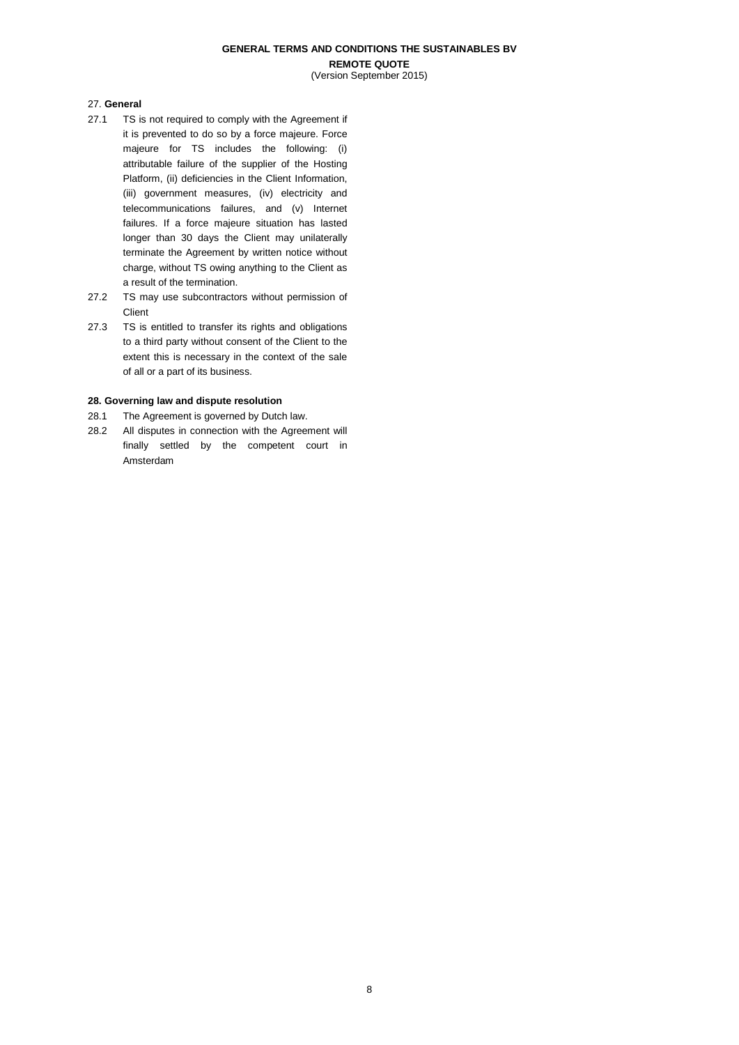**GENERAL TERMS AND CONDITIONS THE SUSTAINABLES BV**

**REMOTE QUOTE**

(Version September 2015)

### 27. General

27.1 TS is not required to comply with the Agreement if it is prevented to do so by a force majeure. Force majeure for TS includes the following: (i) attributable failure of the supplier of the Hosting Platform, (ii) deficiencies in the Client Information, (iii) government measures, (iv) electricity and telecommunications failures, and (v) Internet failures. If a force majeure situation has lasted longer than 30 days the Client may unilaterally terminate the Agreement by written notice without charge, without TS owing anything to the Client as a result of the termination.

27.2 TS may use subcontractors without permission of Client

27.3 TS is entitled to transfer its rights and obligations to a third party without consent of the Client to the extent this is necessary in the context of the sale of all or a part of its business.

### 28. Governing law and dispute resolution

28.1 The Agreement is governed by Dutch law.

28.2 All disputes in connection with the Agreement will finally settled by the competent court in Amsterdam